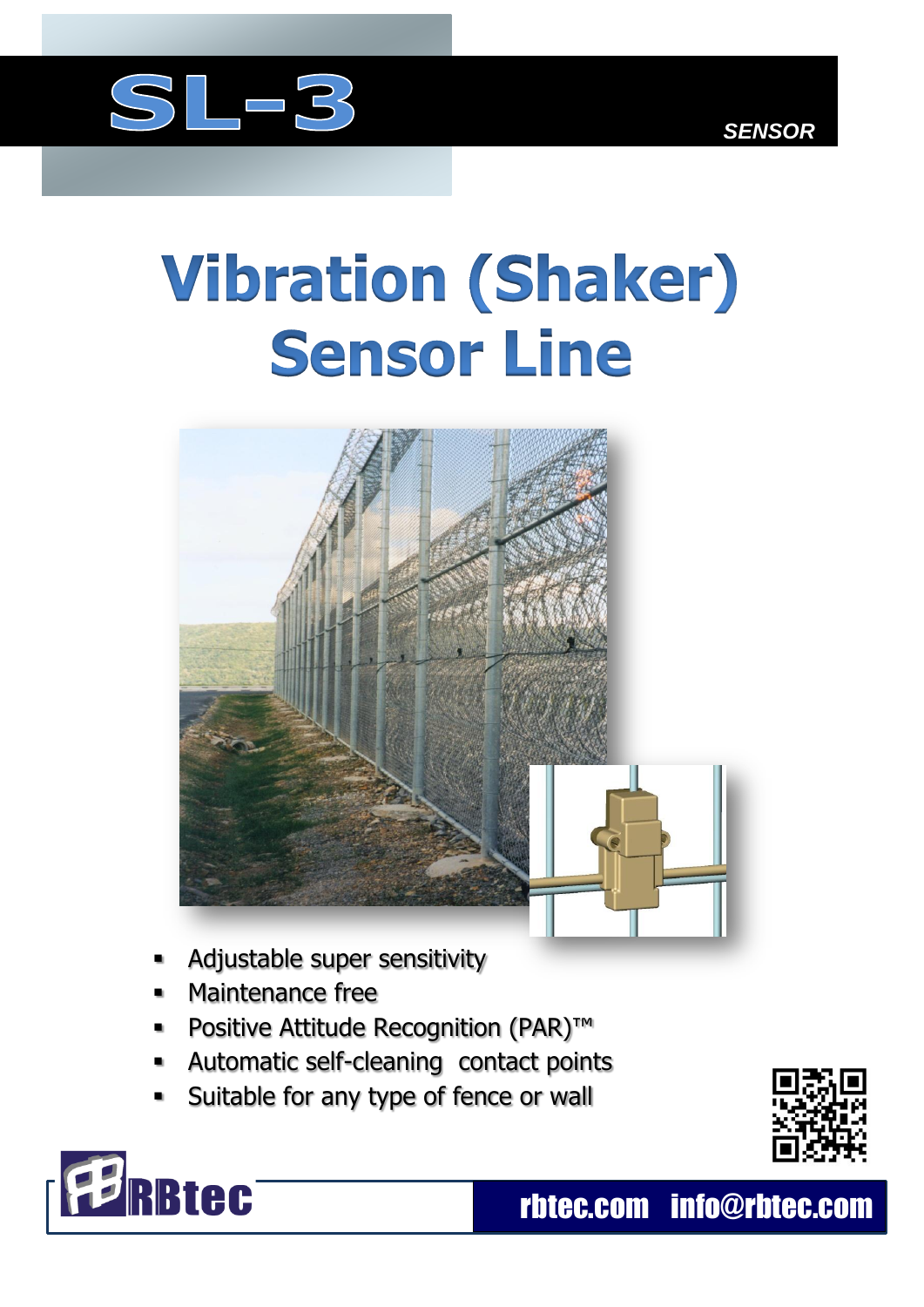# SL-3

*SENSOR*

# Vibration (Shaker) Sensor Line

- Adjustable super sensitivity
- Maintenance free
- Positive Attitude Recognition (PAR)™
- Automatic self-cleaning contact points
- Suitable for any type of fence or wall

RBtec

rbtec.com info@rbtec.com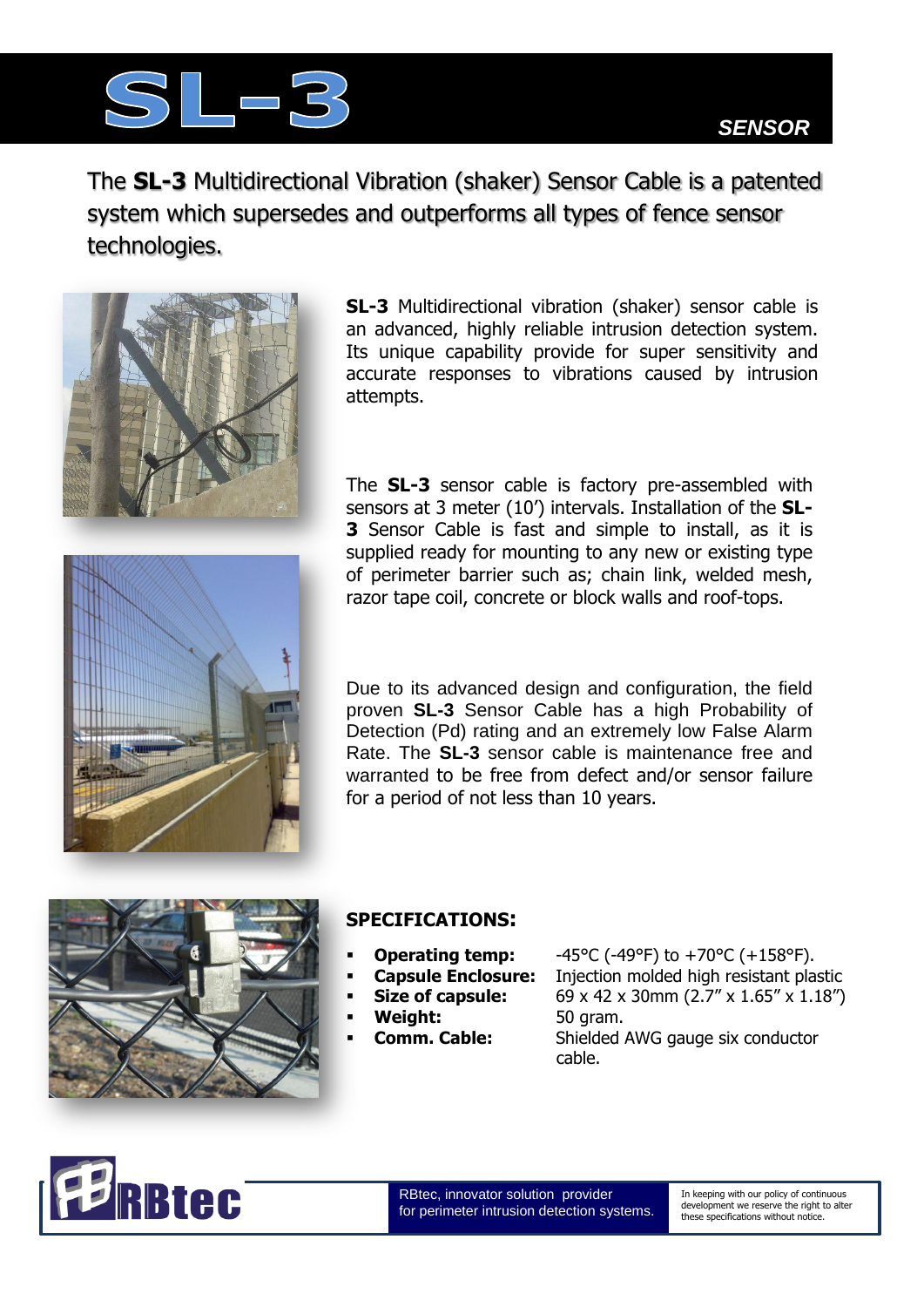# SL-3

***SENSOR***

The **SL-3** Multidirectional Vibration (shaker) Sensor Cable is a patented system which supersedes and outperforms all types of fence sensor technologies.

**SL-3** Multidirectional vibration (shaker) sensor cable is an advanced, highly reliable intrusion detection system. Its unique capability provide for super sensitivity and accurate responses to vibrations caused by intrusion attempts.

The **SL-3** sensor cable is factory pre-assembled with sensors at 3 meter (10') intervals. Installation of the **SL-3** Sensor Cable is fast and simple to install, as it is supplied ready for mounting to any new or existing type of perimeter barrier such as; chain link, welded mesh, razor tape coil, concrete or block walls and roof-tops.

Due to its advanced design and configuration, the field proven **SL-3** Sensor Cable has a high Probability of Detection (Pd) rating and an extremely low False Alarm Rate. The **SL-3** sensor cable is maintenance free and warranted to be free from defect and/or sensor failure for a period of not less than 10 years.

## SPECIFICATIONS:

- **Operating temp:** -45°C (-49°F) to +70°C (+158°F).
- **Capsule Enclosure:** Injection molded high resistant plastic
- **Size of capsule:** 69 x 42 x 30mm (2.7" x 1.65" x 1.18")
- **Weight:** 50 gram.
- **Comm. Cable:** Shielded AWG gauge six conductor cable.

RBtec

RBtec, innovator solution provider for perimeter intrusion detection systems.

In keeping with our policy of continuous development we reserve the right to alter these specifications without notice.